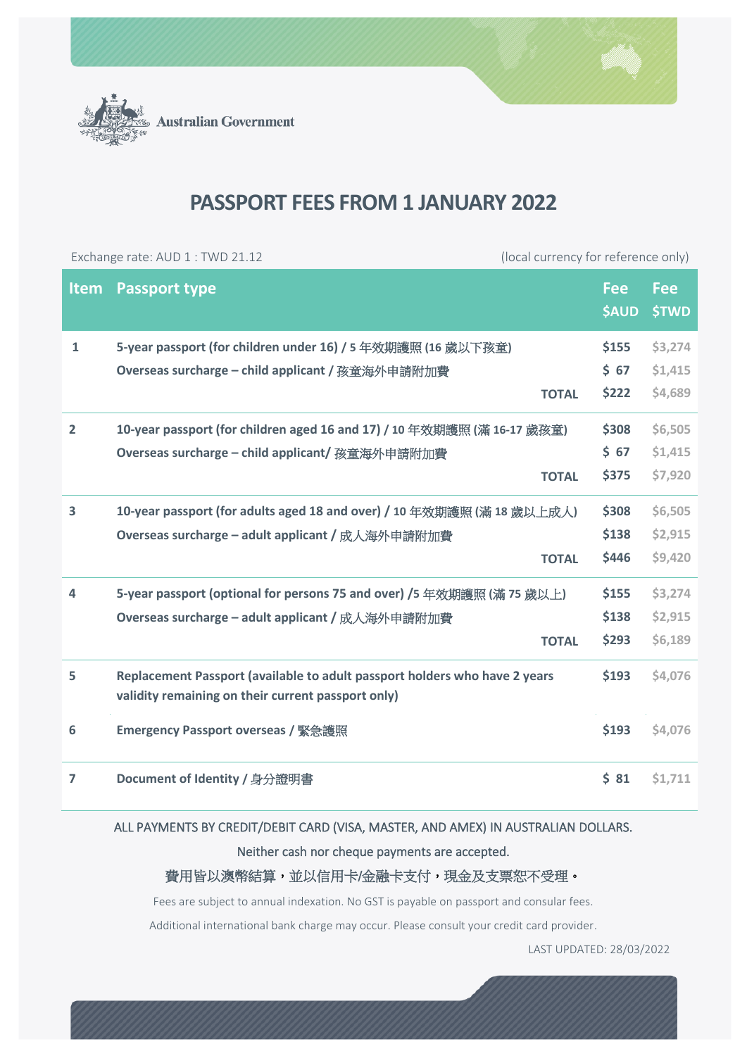Australian Government

# PASSPORT FEES FROM 1 JANUARY 2022

Exchange rate: AUD 1 : TWD 21.12 (local currency for reference only)

| Item | Passport type | Fee $AUD | Fee $TWD |
|---|---|---|---|
| 1 | 5-year passport (for children under 16) / 5 年效期護照 (16 歲以下孩童) | $155 | $3,274 |
| | Overseas surcharge – child applicant / 孩童海外申請附加費 | $ 67 | $1,415 |
| | TOTAL | $222 | $4,689 |
| 2 | 10-year passport (for children aged 16 and 17) / 10 年效期護照 (滿 16-17 歲孩童) | $308 | $6,505 |
| | Overseas surcharge – child applicant/ 孩童海外申請附加費 | $ 67 | $1,415 |
| | TOTAL | $375 | $7,920 |
| 3 | 10-year passport (for adults aged 18 and over) / 10 年效期護照 (滿 18 歲以上成人) | $308 | $6,505 |
| | Overseas surcharge – adult applicant / 成人海外申請附加費 | $138 | $2,915 |
| | TOTAL | $446 | $9,420 |
| 4 | 5-year passport (optional for persons 75 and over) /5 年效期護照 (滿 75 歲以上) | $155 | $3,274 |
| | Overseas surcharge – adult applicant / 成人海外申請附加費 | $138 | $2,915 |
| | TOTAL | $293 | $6,189 |
| 5 | Replacement Passport (available to adult passport holders who have 2 years validity remaining on their current passport only) | $193 | $4,076 |
| 6 | Emergency Passport overseas / 緊急護照 | $193 | $4,076 |
| 7 | Document of Identity / 身分證明書 | $ 81 | $1,711 |

ALL PAYMENTS BY CREDIT/DEBIT CARD (VISA, MASTER, AND AMEX) IN AUSTRALIAN DOLLARS.

Neither cash nor cheque payments are accepted.

費用皆以澳幣結算，並以信用卡/金融卡支付，現金及支票恕不受理。

Fees are subject to annual indexation. No GST is payable on passport and consular fees.

Additional international bank charge may occur. Please consult your credit card provider.

LAST UPDATED: 28/03/2022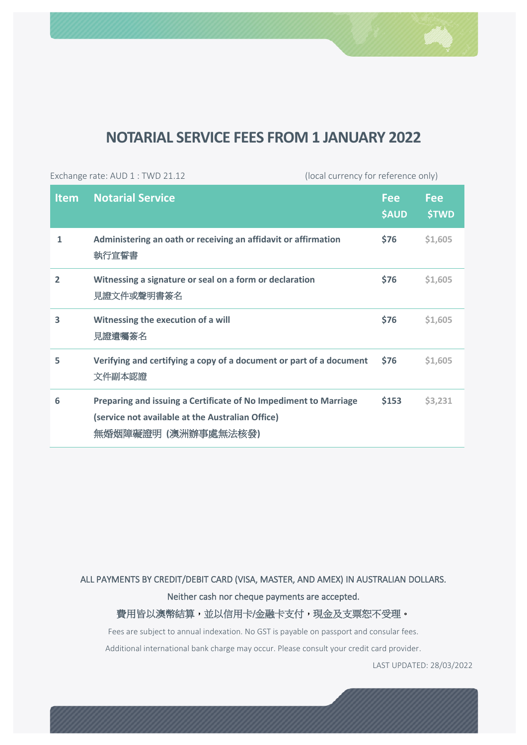# NOTARIAL SERVICE FEES FROM 1 JANUARY 2022

Exchange rate: AUD 1 : TWD 21.12 (local currency for reference only)

| Item | Notarial Service | Fee $AUD | Fee $TWD |
|---|---|---|---|
| 1 | **Administering an oath or receiving an affidavit or affirmation**<br>執行宣誓書 | **$76** | **$1,605** |
| 2 | **Witnessing a signature or seal on a form or declaration**<br>見證文件或聲明書簽名 | **$76** | **$1,605** |
| 3 | **Witnessing the execution of a will**<br>見證遺囑簽名 | **$76** | **$1,605** |
| 5 | **Verifying and certifying a copy of a document or part of a document**<br>文件副本認證 | **$76** | **$1,605** |
| 6 | **Preparing and issuing a Certificate of No Impediment to Marriage (service not available at the Australian Office)**<br>無婚姻障礙證明 **(澳洲辦事處無法核發)** | **$153** | **$3,231** |

ALL PAYMENTS BY CREDIT/DEBIT CARD (VISA, MASTER, AND AMEX) IN AUSTRALIAN DOLLARS.

Neither cash nor cheque payments are accepted.

費用皆以澳幣結算，並以信用卡/金融卡支付，現金及支票恕不受理。

Fees are subject to annual indexation. No GST is payable on passport and consular fees.

Additional international bank charge may occur. Please consult your credit card provider.

LAST UPDATED: 28/03/2022